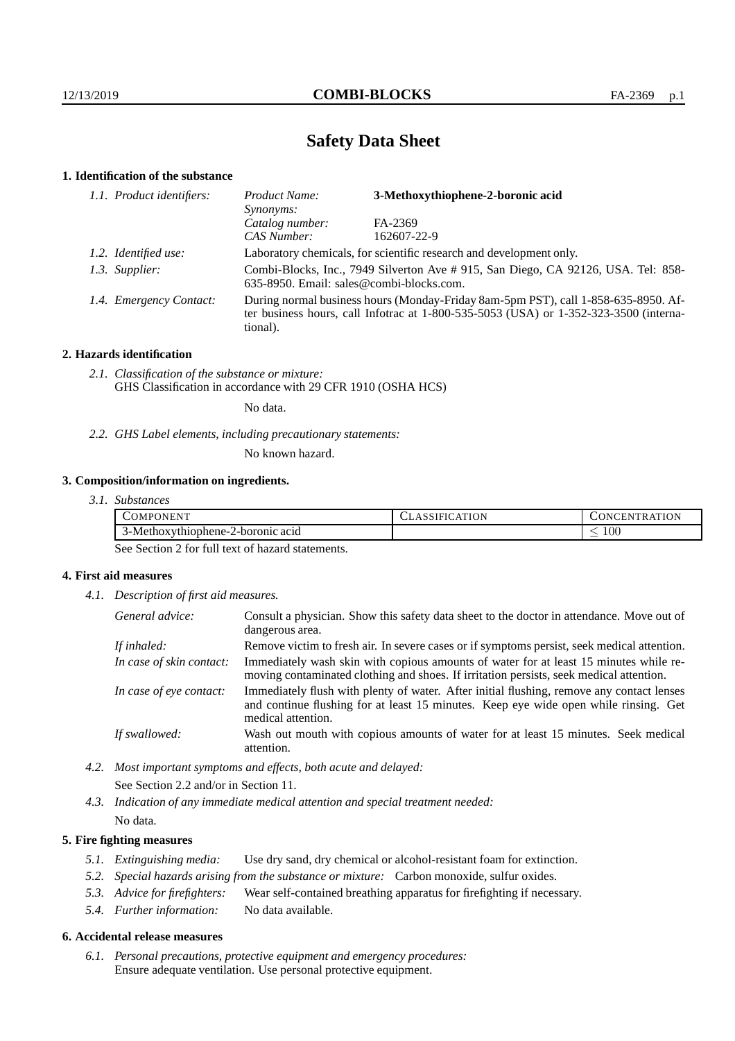# Safety Data Sheet

## 1. Identification of the substance

*1.1. Product identifiers:*
- *Product Name:* **3-Methoxythiophene-2-boronic acid**
- *Synonyms:*
- *Catalog number:* FA-2369
- *CAS Number:* 162607-22-9

*1.2. Identified use:* Laboratory chemicals, for scientific research and development only.

*1.3. Supplier:* Combi-Blocks, Inc., 7949 Silverton Ave # 915, San Diego, CA 92126, USA. Tel: 858-635-8950. Email: sales@combi-blocks.com.

*1.4. Emergency Contact:* During normal business hours (Monday-Friday 8am-5pm PST), call 1-858-635-8950. After business hours, call Infotrac at 1-800-535-5053 (USA) or 1-352-323-3500 (international).

## 2. Hazards identification

*2.1. Classification of the substance or mixture:*
GHS Classification in accordance with 29 CFR 1910 (OSHA HCS)

No data.

*2.2. GHS Label elements, including precautionary statements:*

No known hazard.

## 3. Composition/information on ingredients.

*3.1. Substances*

| COMPONENT | CLASSIFICATION | CONCENTRATION |
|---|---|---|
| 3-Methoxythiophene-2-boronic acid | | $\leq 100$ |

See Section 2 for full text of hazard statements.

## 4. First aid measures

*4.1. Description of first aid measures.*

*General advice:* Consult a physician. Show this safety data sheet to the doctor in attendance. Move out of dangerous area.

*If inhaled:* Remove victim to fresh air. In severe cases or if symptoms persist, seek medical attention.

*In case of skin contact:* Immediately wash skin with copious amounts of water for at least 15 minutes while removing contaminated clothing and shoes. If irritation persists, seek medical attention.

*In case of eye contact:* Immediately flush with plenty of water. After initial flushing, remove any contact lenses and continue flushing for at least 15 minutes. Keep eye wide open while rinsing. Get medical attention.

*If swallowed:* Wash out mouth with copious amounts of water for at least 15 minutes. Seek medical attention.

*4.2. Most important symptoms and effects, both acute and delayed:*
See Section 2.2 and/or in Section 11.

*4.3. Indication of any immediate medical attention and special treatment needed:*
No data.

## 5. Fire fighting measures

*5.1. Extinguishing media:* Use dry sand, dry chemical or alcohol-resistant foam for extinction.

*5.2. Special hazards arising from the substance or mixture:* Carbon monoxide, sulfur oxides.

*5.3. Advice for firefighters:* Wear self-contained breathing apparatus for firefighting if necessary.

*5.4. Further information:* No data available.

## 6. Accidental release measures

*6.1. Personal precautions, protective equipment and emergency procedures:*
Ensure adequate ventilation. Use personal protective equipment.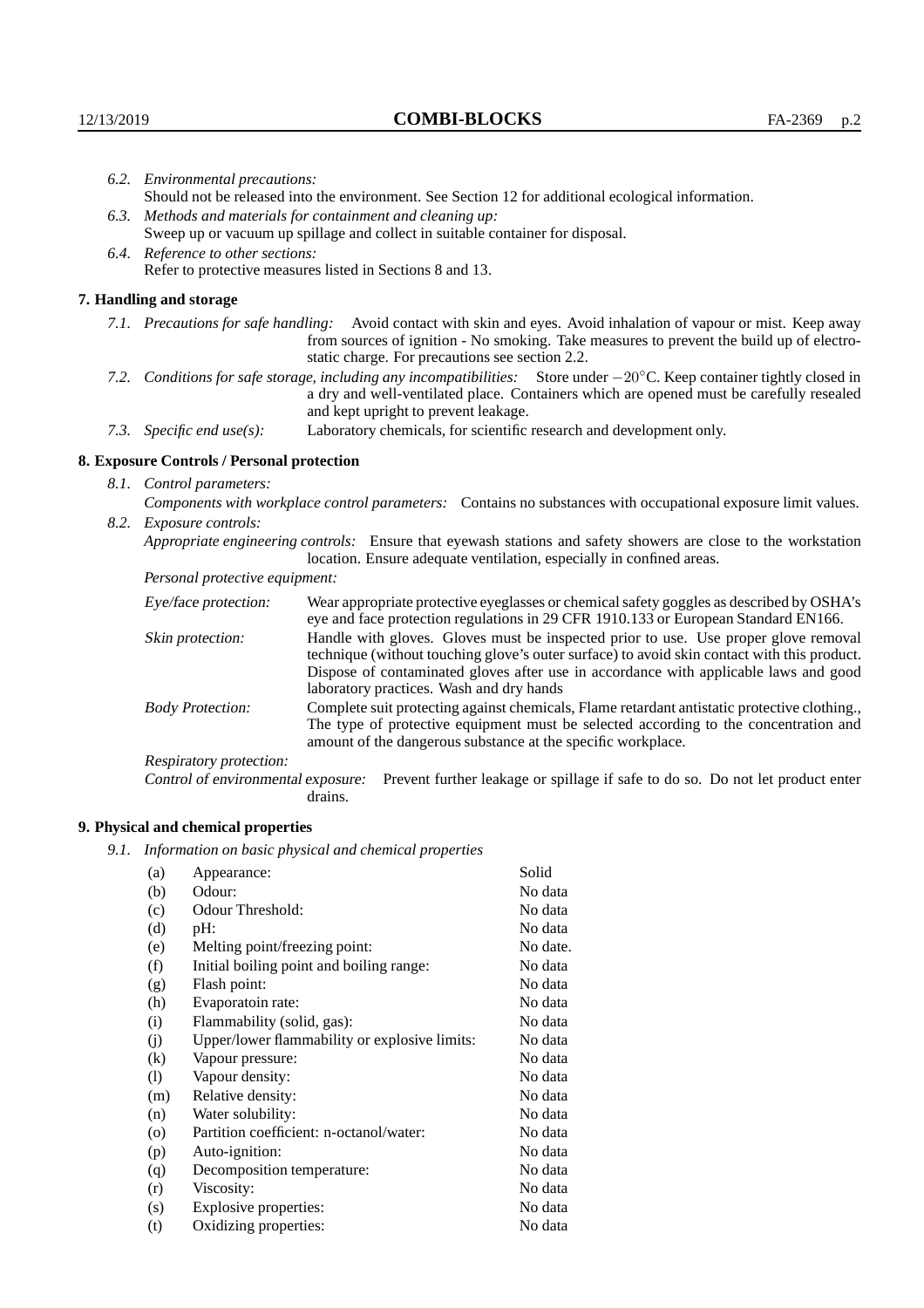*6.2. Environmental precautions:*
Should not be released into the environment. See Section 12 for additional ecological information.

*6.3. Methods and materials for containment and cleaning up:*
Sweep up or vacuum up spillage and collect in suitable container for disposal.

*6.4. Reference to other sections:*
Refer to protective measures listed in Sections 8 and 13.

## 7. Handling and storage

*7.1. Precautions for safe handling:* Avoid contact with skin and eyes. Avoid inhalation of vapour or mist. Keep away from sources of ignition - No smoking. Take measures to prevent the build up of electrostatic charge. For precautions see section 2.2.

*7.2. Conditions for safe storage, including any incompatibilities:* Store under $-20^{\circ}$C. Keep container tightly closed in a dry and well-ventilated place. Containers which are opened must be carefully resealed and kept upright to prevent leakage.

*7.3. Specific end use(s):* Laboratory chemicals, for scientific research and development only.

## 8. Exposure Controls / Personal protection

*8.1. Control parameters:*

*Components with workplace control parameters:* Contains no substances with occupational exposure limit values.

*8.2. Exposure controls:*

*Appropriate engineering controls:* Ensure that eyewash stations and safety showers are close to the workstation location. Ensure adequate ventilation, especially in confined areas.

*Personal protective equipment:*

*Eye/face protection:* Wear appropriate protective eyeglasses or chemical safety goggles as described by OSHA's eye and face protection regulations in 29 CFR 1910.133 or European Standard EN166.

*Skin protection:* Handle with gloves. Gloves must be inspected prior to use. Use proper glove removal technique (without touching glove's outer surface) to avoid skin contact with this product. Dispose of contaminated gloves after use in accordance with applicable laws and good laboratory practices. Wash and dry hands

*Body Protection:* Complete suit protecting against chemicals, Flame retardant antistatic protective clothing., The type of protective equipment must be selected according to the concentration and amount of the dangerous substance at the specific workplace.

*Respiratory protection:*

*Control of environmental exposure:* Prevent further leakage or spillage if safe to do so. Do not let product enter drains.

## 9. Physical and chemical properties

*9.1. Information on basic physical and chemical properties*

| | | |
|---|---|---|
| (a) | Appearance: | Solid |
| (b) | Odour: | No data |
| (c) | Odour Threshold: | No data |
| (d) | pH: | No data |
| (e) | Melting point/freezing point: | No date. |
| (f) | Initial boiling point and boiling range: | No data |
| (g) | Flash point: | No data |
| (h) | Evaporatoin rate: | No data |
| (i) | Flammability (solid, gas): | No data |
| (j) | Upper/lower flammability or explosive limits: | No data |
| (k) | Vapour pressure: | No data |
| (l) | Vapour density: | No data |
| (m) | Relative density: | No data |
| (n) | Water solubility: | No data |
| (o) | Partition coefficient: n-octanol/water: | No data |
| (p) | Auto-ignition: | No data |
| (q) | Decomposition temperature: | No data |
| (r) | Viscosity: | No data |
| (s) | Explosive properties: | No data |
| (t) | Oxidizing properties: | No data |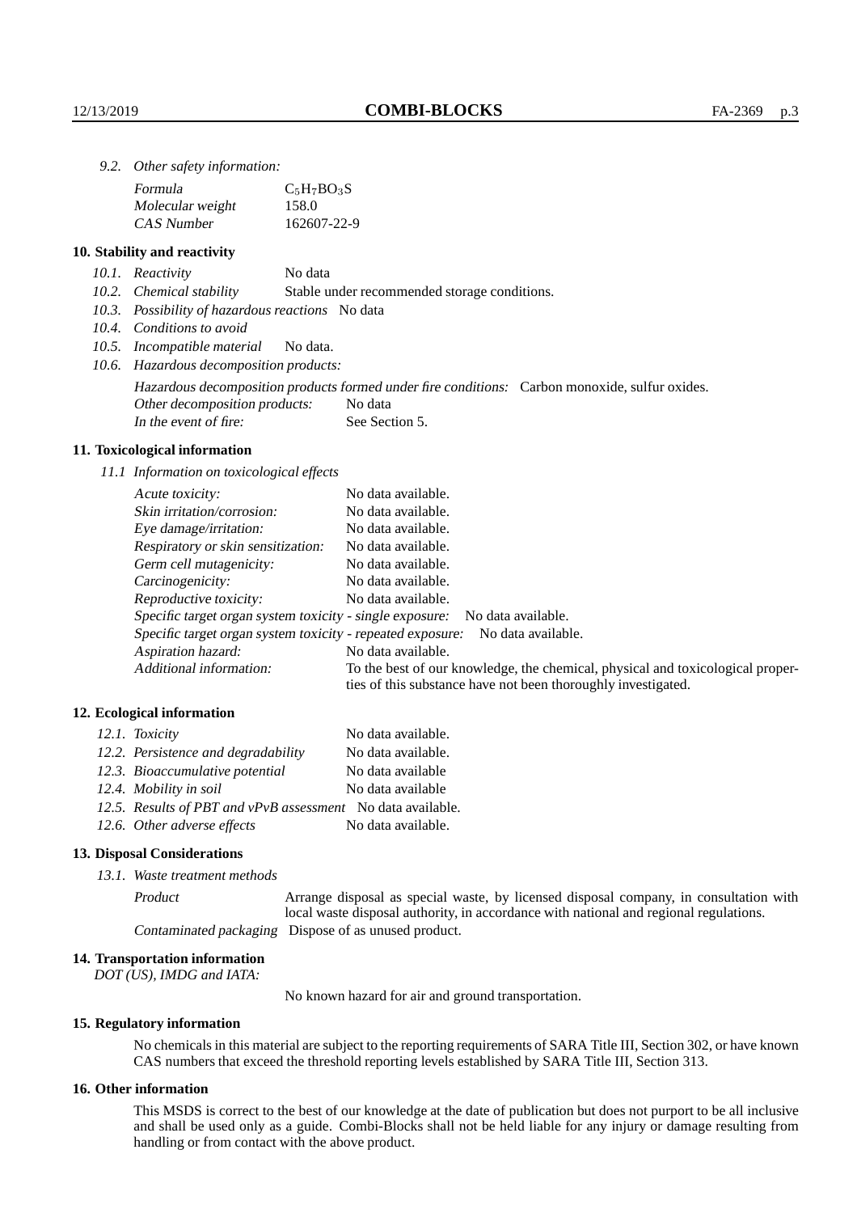*9.2. Other safety information:*

| | |
|---|---|
| *Formula* | $C_5H_7BO_3S$ |
| *Molecular weight* | 158.0 |
| *CAS Number* | 162607-22-9 |

## 10. Stability and reactivity

*10.1. Reactivity* No data

*10.2. Chemical stability* Stable under recommended storage conditions.

*10.3. Possibility of hazardous reactions* No data

*10.4. Conditions to avoid*

*10.5. Incompatible material* No data.

*10.6. Hazardous decomposition products:*

*Hazardous decomposition products formed under fire conditions:* Carbon monoxide, sulfur oxides.

*Other decomposition products:* No data

*In the event of fire:* See Section 5.

## 11. Toxicological information

*11.1 Information on toxicological effects*

| | |
|---|---|
| *Acute toxicity:* | No data available. |
| *Skin irritation/corrosion:* | No data available. |
| *Eye damage/irritation:* | No data available. |
| *Respiratory or skin sensitization:* | No data available. |
| *Germ cell mutagenicity:* | No data available. |
| *Carcinogenicity:* | No data available. |
| *Reproductive toxicity:* | No data available. |
| *Specific target organ system toxicity - single exposure:* | No data available. |
| *Specific target organ system toxicity - repeated exposure:* | No data available. |
| *Aspiration hazard:* | No data available. |
| *Additional information:* | To the best of our knowledge, the chemical, physical and toxicological properties of this substance have not been thoroughly investigated. |

## 12. Ecological information

| | |
|---|---|
| *12.1. Toxicity* | No data available. |
| *12.2. Persistence and degradability* | No data available. |
| *12.3. Bioaccumulative potential* | No data available |
| *12.4. Mobility in soil* | No data available |
| *12.5. Results of PBT and vPvB assessment* | No data available. |
| *12.6. Other adverse effects* | No data available. |

## 13. Disposal Considerations

*13.1. Waste treatment methods*

*Product* Arrange disposal as special waste, by licensed disposal company, in consultation with local waste disposal authority, in accordance with national and regional regulations.

*Contaminated packaging* Dispose of as unused product.

## 14. Transportation information

*DOT (US), IMDG and IATA:*

No known hazard for air and ground transportation.

## 15. Regulatory information

No chemicals in this material are subject to the reporting requirements of SARA Title III, Section 302, or have known CAS numbers that exceed the threshold reporting levels established by SARA Title III, Section 313.

## 16. Other information

This MSDS is correct to the best of our knowledge at the date of publication but does not purport to be all inclusive and shall be used only as a guide. Combi-Blocks shall not be held liable for any injury or damage resulting from handling or from contact with the above product.